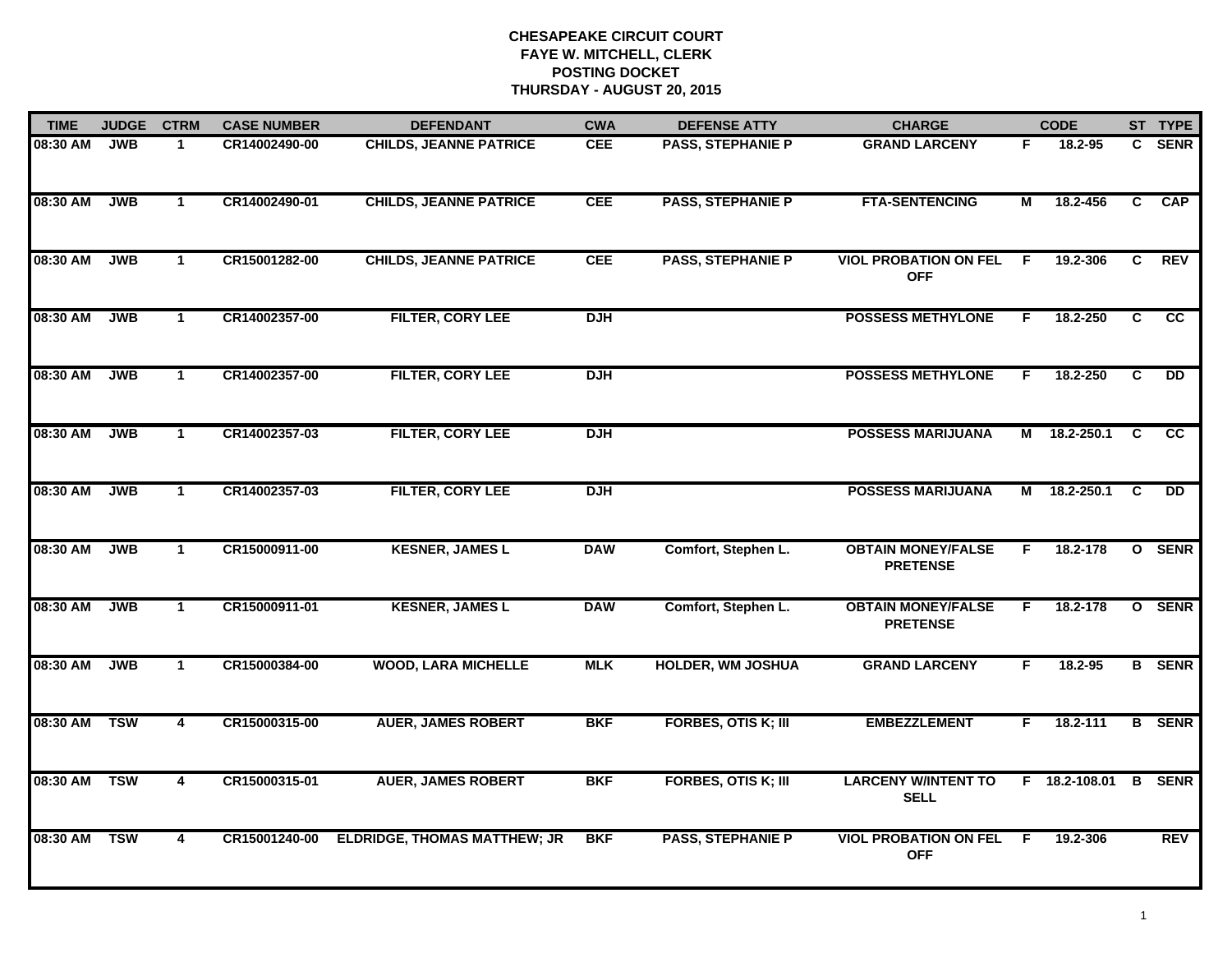**CHESAPEAKE CIRCUIT COURT**
**FAYE W. MITCHELL, CLERK**
**POSTING DOCKET**
**THURSDAY - AUGUST 20, 2015**

| TIME | JUDGE | CTRM | CASE NUMBER | DEFENDANT | CWA | DEFENSE ATTY | CHARGE | | CODE | ST | TYPE |
|---|---|---|---|---|---|---|---|---|---|---|---|
| 08:30 AM | JWB | 1 | CR14002490-00 | CHILDS, JEANNE PATRICE | CEE | PASS, STEPHANIE P | GRAND LARCENY | F | 18.2-95 | C | SENR |
| 08:30 AM | JWB | 1 | CR14002490-01 | CHILDS, JEANNE PATRICE | CEE | PASS, STEPHANIE P | FTA-SENTENCING | M | 18.2-456 | C | CAP |
| 08:30 AM | JWB | 1 | CR15001282-00 | CHILDS, JEANNE PATRICE | CEE | PASS, STEPHANIE P | VIOL PROBATION ON FEL OFF | F | 19.2-306 | C | REV |
| 08:30 AM | JWB | 1 | CR14002357-00 | FILTER, CORY LEE | DJH | | POSSESS METHYLONE | F | 18.2-250 | C | CC |
| 08:30 AM | JWB | 1 | CR14002357-00 | FILTER, CORY LEE | DJH | | POSSESS METHYLONE | F | 18.2-250 | C | DD |
| 08:30 AM | JWB | 1 | CR14002357-03 | FILTER, CORY LEE | DJH | | POSSESS MARIJUANA | M | 18.2-250.1 | C | CC |
| 08:30 AM | JWB | 1 | CR14002357-03 | FILTER, CORY LEE | DJH | | POSSESS MARIJUANA | M | 18.2-250.1 | C | DD |
| 08:30 AM | JWB | 1 | CR15000911-00 | KESNER, JAMES L | DAW | Comfort, Stephen L. | OBTAIN MONEY/FALSE PRETENSE | F | 18.2-178 | O | SENR |
| 08:30 AM | JWB | 1 | CR15000911-01 | KESNER, JAMES L | DAW | Comfort, Stephen L. | OBTAIN MONEY/FALSE PRETENSE | F | 18.2-178 | O | SENR |
| 08:30 AM | JWB | 1 | CR15000384-00 | WOOD, LARA MICHELLE | MLK | HOLDER, WM JOSHUA | GRAND LARCENY | F | 18.2-95 | B | SENR |
| 08:30 AM | TSW | 4 | CR15000315-00 | AUER, JAMES ROBERT | BKF | FORBES, OTIS K; III | EMBEZZLEMENT | F | 18.2-111 | B | SENR |
| 08:30 AM | TSW | 4 | CR15000315-01 | AUER, JAMES ROBERT | BKF | FORBES, OTIS K; III | LARCENY W/INTENT TO SELL | F | 18.2-108.01 | B | SENR |
| 08:30 AM | TSW | 4 | CR15001240-00 | ELDRIDGE, THOMAS MATTHEW; JR | BKF | PASS, STEPHANIE P | VIOL PROBATION ON FEL OFF | F | 19.2-306 | | REV |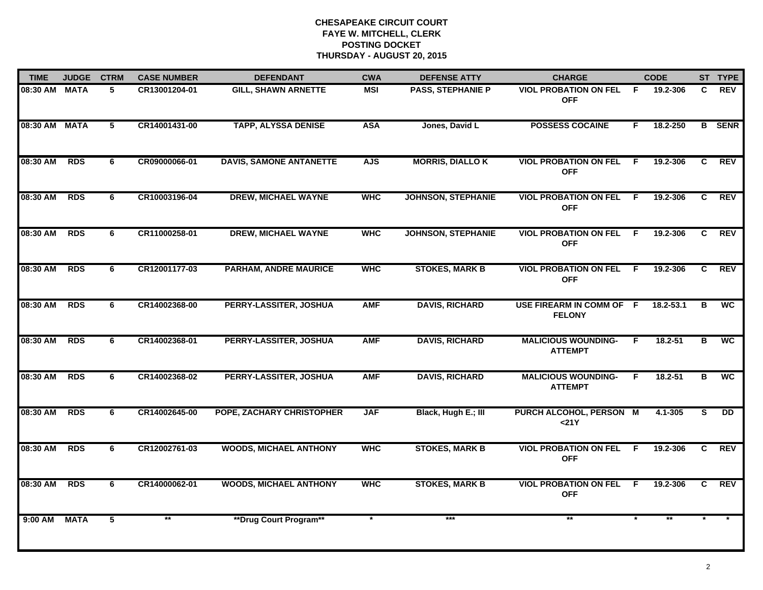# CHESAPEAKE CIRCUIT COURT
## FAYE W. MITCHELL, CLERK
## POSTING DOCKET
## THURSDAY - AUGUST 20, 2015

| TIME | JUDGE | CTRM | CASE NUMBER | DEFENDANT | CWA | DEFENSE ATTY | CHARGE | | CODE | ST | TYPE |
|---|---|---|---|---|---|---|---|---|---|---|---|
| 08:30 AM | MATA | 5 | CR13001204-01 | GILL, SHAWN ARNETTE | MSI | PASS, STEPHANIE P | VIOL PROBATION ON FEL OFF | F | 19.2-306 | C | REV |
| 08:30 AM | MATA | 5 | CR14001431-00 | TAPP, ALYSSA DENISE | ASA | Jones, David L | POSSESS COCAINE | F | 18.2-250 | B | SENR |
| 08:30 AM | RDS | 6 | CR09000066-01 | DAVIS, SAMONE ANTANETTE | AJS | MORRIS, DIALLO K | VIOL PROBATION ON FEL OFF | F | 19.2-306 | C | REV |
| 08:30 AM | RDS | 6 | CR10003196-04 | DREW, MICHAEL WAYNE | WHC | JOHNSON, STEPHANIE | VIOL PROBATION ON FEL OFF | F | 19.2-306 | C | REV |
| 08:30 AM | RDS | 6 | CR11000258-01 | DREW, MICHAEL WAYNE | WHC | JOHNSON, STEPHANIE | VIOL PROBATION ON FEL OFF | F | 19.2-306 | C | REV |
| 08:30 AM | RDS | 6 | CR12001177-03 | PARHAM, ANDRE MAURICE | WHC | STOKES, MARK B | VIOL PROBATION ON FEL OFF | F | 19.2-306 | C | REV |
| 08:30 AM | RDS | 6 | CR14002368-00 | PERRY-LASSITER, JOSHUA | AMF | DAVIS, RICHARD | USE FIREARM IN COMM OF FELONY | F | 18.2-53.1 | B | WC |
| 08:30 AM | RDS | 6 | CR14002368-01 | PERRY-LASSITER, JOSHUA | AMF | DAVIS, RICHARD | MALICIOUS WOUNDING-ATTEMPT | F | 18.2-51 | B | WC |
| 08:30 AM | RDS | 6 | CR14002368-02 | PERRY-LASSITER, JOSHUA | AMF | DAVIS, RICHARD | MALICIOUS WOUNDING-ATTEMPT | F | 18.2-51 | B | WC |
| 08:30 AM | RDS | 6 | CR14002645-00 | POPE, ZACHARY CHRISTOPHER | JAF | Black, Hugh E.; III | PURCH ALCOHOL, PERSON <21Y | M | 4.1-305 | S | DD |
| 08:30 AM | RDS | 6 | CR12002761-03 | WOODS, MICHAEL ANTHONY | WHC | STOKES, MARK B | VIOL PROBATION ON FEL OFF | F | 19.2-306 | C | REV |
| 08:30 AM | RDS | 6 | CR14000062-01 | WOODS, MICHAEL ANTHONY | WHC | STOKES, MARK B | VIOL PROBATION ON FEL OFF | F | 19.2-306 | C | REV |
| 9:00 AM | MATA | 5 | ** | **Drug Court Program** | * | *** | ** | * | ** | * | * |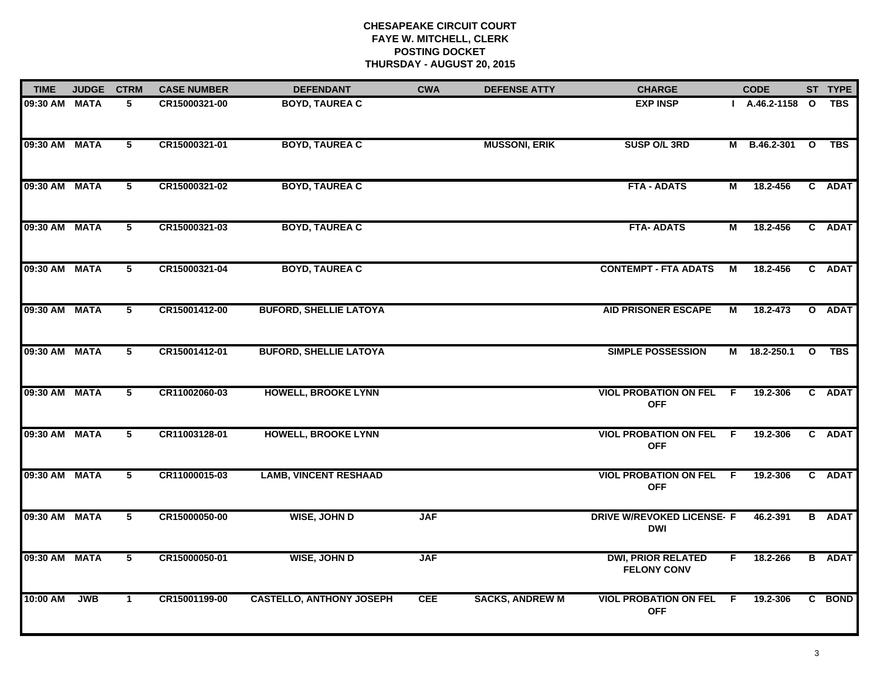# CHESAPEAKE CIRCUIT COURT
## FAYE W. MITCHELL, CLERK
## POSTING DOCKET
## THURSDAY - AUGUST 20, 2015

| TIME | JUDGE | CTRM | CASE NUMBER | DEFENDANT | CWA | DEFENSE ATTY | CHARGE | | CODE | ST | TYPE |
|---|---|---|---|---|---|---|---|---|---|---|---|
| 09:30 AM | MATA | 5 | CR15000321-00 | BOYD, TAUREA C | | | EXP INSP | I | A.46.2-1158 | O | TBS |
| 09:30 AM | MATA | 5 | CR15000321-01 | BOYD, TAUREA C | | MUSSONI, ERIK | SUSP O/L 3RD | M | B.46.2-301 | O | TBS |
| 09:30 AM | MATA | 5 | CR15000321-02 | BOYD, TAUREA C | | | FTA - ADATS | M | 18.2-456 | C | ADAT |
| 09:30 AM | MATA | 5 | CR15000321-03 | BOYD, TAUREA C | | | FTA- ADATS | M | 18.2-456 | C | ADAT |
| 09:30 AM | MATA | 5 | CR15000321-04 | BOYD, TAUREA C | | | CONTEMPT - FTA ADATS | M | 18.2-456 | C | ADAT |
| 09:30 AM | MATA | 5 | CR15001412-00 | BUFORD, SHELLIE LATOYA | | | AID PRISONER ESCAPE | M | 18.2-473 | O | ADAT |
| 09:30 AM | MATA | 5 | CR15001412-01 | BUFORD, SHELLIE LATOYA | | | SIMPLE POSSESSION | M | 18.2-250.1 | O | TBS |
| 09:30 AM | MATA | 5 | CR11002060-03 | HOWELL, BROOKE LYNN | | | VIOL PROBATION ON FEL OFF | F | 19.2-306 | C | ADAT |
| 09:30 AM | MATA | 5 | CR11003128-01 | HOWELL, BROOKE LYNN | | | VIOL PROBATION ON FEL OFF | F | 19.2-306 | C | ADAT |
| 09:30 AM | MATA | 5 | CR11000015-03 | LAMB, VINCENT RESHAAD | | | VIOL PROBATION ON FEL OFF | F | 19.2-306 | C | ADAT |
| 09:30 AM | MATA | 5 | CR15000050-00 | WISE, JOHN D | JAF | | DRIVE W/REVOKED LICENSE-DWI | F | 46.2-391 | B | ADAT |
| 09:30 AM | MATA | 5 | CR15000050-01 | WISE, JOHN D | JAF | | DWI, PRIOR RELATED FELONY CONV | F | 18.2-266 | B | ADAT |
| 10:00 AM | JWB | 1 | CR15001199-00 | CASTELLO, ANTHONY JOSEPH | CEE | SACKS, ANDREW M | VIOL PROBATION ON FEL OFF | F | 19.2-306 | C | BOND |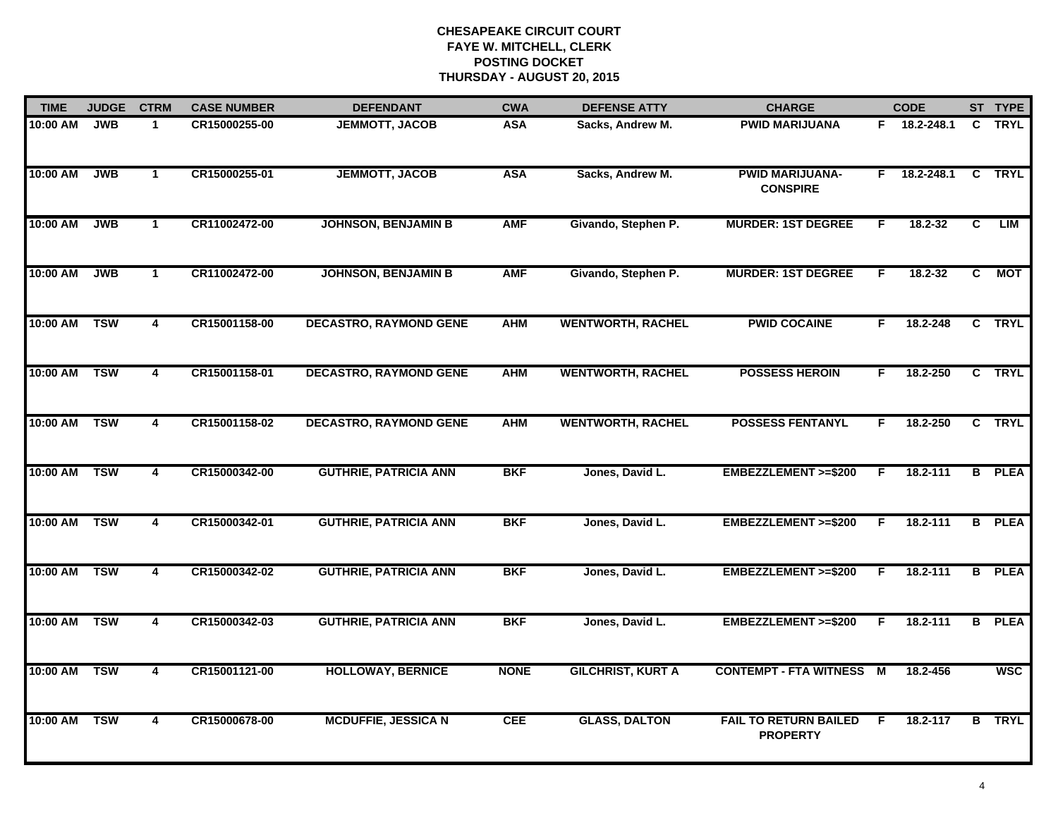**CHESAPEAKE CIRCUIT COURT**
**FAYE W. MITCHELL, CLERK**
**POSTING DOCKET**
**THURSDAY - AUGUST 20, 2015**

| TIME | JUDGE | CTRM | CASE NUMBER | DEFENDANT | CWA | DEFENSE ATTY | CHARGE | | CODE | ST | TYPE |
|---|---|---|---|---|---|---|---|---|---|---|---|
| 10:00 AM | JWB | 1 | CR15000255-00 | JEMMOTT, JACOB | ASA | Sacks, Andrew M. | PWID MARIJUANA | F | 18.2-248.1 | C | TRYL |
| 10:00 AM | JWB | 1 | CR15000255-01 | JEMMOTT, JACOB | ASA | Sacks, Andrew M. | PWID MARIJUANA-CONSPIRE | F | 18.2-248.1 | C | TRYL |
| 10:00 AM | JWB | 1 | CR11002472-00 | JOHNSON, BENJAMIN B | AMF | Givando, Stephen P. | MURDER: 1ST DEGREE | F | 18.2-32 | C | LIM |
| 10:00 AM | JWB | 1 | CR11002472-00 | JOHNSON, BENJAMIN B | AMF | Givando, Stephen P. | MURDER: 1ST DEGREE | F | 18.2-32 | C | MOT |
| 10:00 AM | TSW | 4 | CR15001158-00 | DECASTRO, RAYMOND GENE | AHM | WENTWORTH, RACHEL | PWID COCAINE | F | 18.2-248 | C | TRYL |
| 10:00 AM | TSW | 4 | CR15001158-01 | DECASTRO, RAYMOND GENE | AHM | WENTWORTH, RACHEL | POSSESS HEROIN | F | 18.2-250 | C | TRYL |
| 10:00 AM | TSW | 4 | CR15001158-02 | DECASTRO, RAYMOND GENE | AHM | WENTWORTH, RACHEL | POSSESS FENTANYL | F | 18.2-250 | C | TRYL |
| 10:00 AM | TSW | 4 | CR15000342-00 | GUTHRIE, PATRICIA ANN | BKF | Jones, David L. | EMBEZZLEMENT >=$200 | F | 18.2-111 | B | PLEA |
| 10:00 AM | TSW | 4 | CR15000342-01 | GUTHRIE, PATRICIA ANN | BKF | Jones, David L. | EMBEZZLEMENT >=$200 | F | 18.2-111 | B | PLEA |
| 10:00 AM | TSW | 4 | CR15000342-02 | GUTHRIE, PATRICIA ANN | BKF | Jones, David L. | EMBEZZLEMENT >=$200 | F | 18.2-111 | B | PLEA |
| 10:00 AM | TSW | 4 | CR15000342-03 | GUTHRIE, PATRICIA ANN | BKF | Jones, David L. | EMBEZZLEMENT >=$200 | F | 18.2-111 | B | PLEA |
| 10:00 AM | TSW | 4 | CR15001121-00 | HOLLOWAY, BERNICE | NONE | GILCHRIST, KURT A | CONTEMPT - FTA WITNESS | M | 18.2-456 | | WSC |
| 10:00 AM | TSW | 4 | CR15000678-00 | MCDUFFIE, JESSICA N | CEE | GLASS, DALTON | FAIL TO RETURN BAILED PROPERTY | F | 18.2-117 | B | TRYL |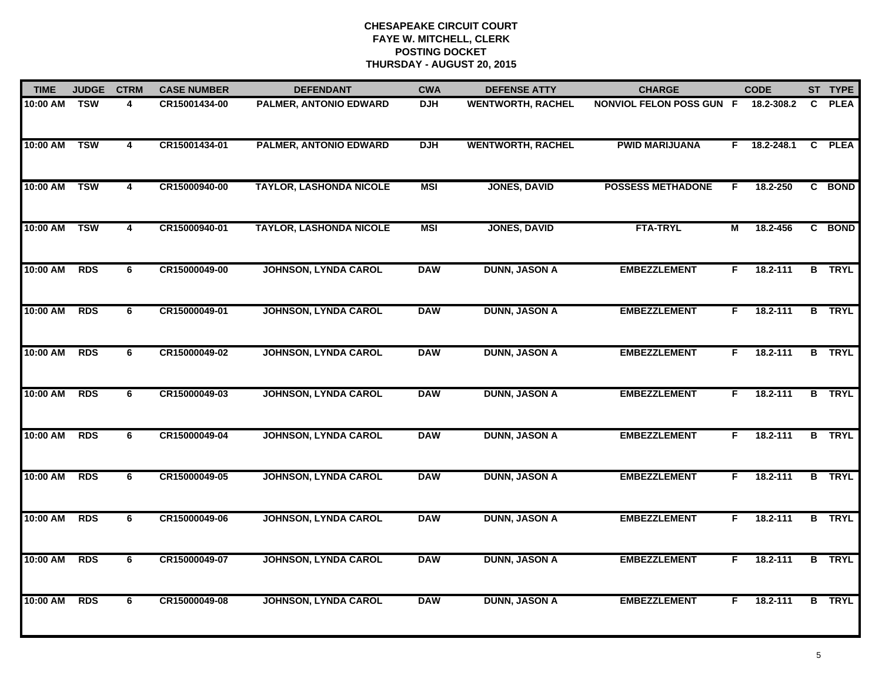# CHESAPEAKE CIRCUIT COURT
## FAYE W. MITCHELL, CLERK
## POSTING DOCKET
## THURSDAY - AUGUST 20, 2015

| TIME | JUDGE | CTRM | CASE NUMBER | DEFENDANT | CWA | DEFENSE ATTY | CHARGE | | CODE | ST | TYPE |
|---|---|---|---|---|---|---|---|---|---|---|---|
| 10:00 AM | TSW | 4 | CR15001434-00 | PALMER, ANTONIO EDWARD | DJH | WENTWORTH, RACHEL | NONVIOL FELON POSS GUN | F | 18.2-308.2 | C | PLEA |
| 10:00 AM | TSW | 4 | CR15001434-01 | PALMER, ANTONIO EDWARD | DJH | WENTWORTH, RACHEL | PWID MARIJUANA | F | 18.2-248.1 | C | PLEA |
| 10:00 AM | TSW | 4 | CR15000940-00 | TAYLOR, LASHONDA NICOLE | MSI | JONES, DAVID | POSSESS METHADONE | F | 18.2-250 | C | BOND |
| 10:00 AM | TSW | 4 | CR15000940-01 | TAYLOR, LASHONDA NICOLE | MSI | JONES, DAVID | FTA-TRYL | M | 18.2-456 | C | BOND |
| 10:00 AM | RDS | 6 | CR15000049-00 | JOHNSON, LYNDA CAROL | DAW | DUNN, JASON A | EMBEZZLEMENT | F | 18.2-111 | B | TRYL |
| 10:00 AM | RDS | 6 | CR15000049-01 | JOHNSON, LYNDA CAROL | DAW | DUNN, JASON A | EMBEZZLEMENT | F | 18.2-111 | B | TRYL |
| 10:00 AM | RDS | 6 | CR15000049-02 | JOHNSON, LYNDA CAROL | DAW | DUNN, JASON A | EMBEZZLEMENT | F | 18.2-111 | B | TRYL |
| 10:00 AM | RDS | 6 | CR15000049-03 | JOHNSON, LYNDA CAROL | DAW | DUNN, JASON A | EMBEZZLEMENT | F | 18.2-111 | B | TRYL |
| 10:00 AM | RDS | 6 | CR15000049-04 | JOHNSON, LYNDA CAROL | DAW | DUNN, JASON A | EMBEZZLEMENT | F | 18.2-111 | B | TRYL |
| 10:00 AM | RDS | 6 | CR15000049-05 | JOHNSON, LYNDA CAROL | DAW | DUNN, JASON A | EMBEZZLEMENT | F | 18.2-111 | B | TRYL |
| 10:00 AM | RDS | 6 | CR15000049-06 | JOHNSON, LYNDA CAROL | DAW | DUNN, JASON A | EMBEZZLEMENT | F | 18.2-111 | B | TRYL |
| 10:00 AM | RDS | 6 | CR15000049-07 | JOHNSON, LYNDA CAROL | DAW | DUNN, JASON A | EMBEZZLEMENT | F | 18.2-111 | B | TRYL |
| 10:00 AM | RDS | 6 | CR15000049-08 | JOHNSON, LYNDA CAROL | DAW | DUNN, JASON A | EMBEZZLEMENT | F | 18.2-111 | B | TRYL |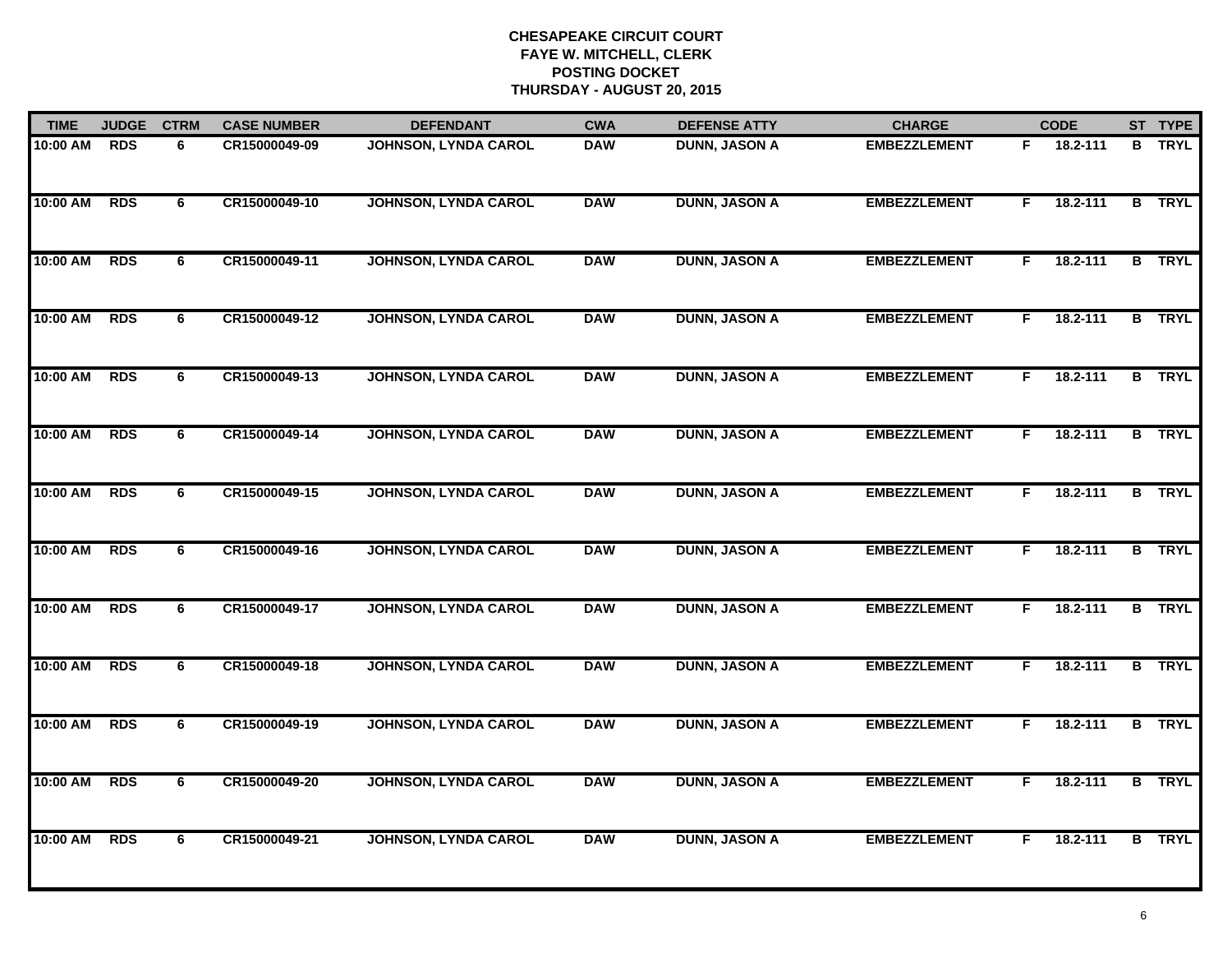**CHESAPEAKE CIRCUIT COURT**
**FAYE W. MITCHELL, CLERK**
**POSTING DOCKET**
**THURSDAY - AUGUST 20, 2015**

| TIME | JUDGE | CTRM | CASE NUMBER | DEFENDANT | CWA | DEFENSE ATTY | CHARGE | | CODE | ST | TYPE |
|---|---|---|---|---|---|---|---|---|---|---|---|
| 10:00 AM | RDS | 6 | CR15000049-09 | JOHNSON, LYNDA CAROL | DAW | DUNN, JASON A | EMBEZZLEMENT | F | 18.2-111 | B | TRYL |
| 10:00 AM | RDS | 6 | CR15000049-10 | JOHNSON, LYNDA CAROL | DAW | DUNN, JASON A | EMBEZZLEMENT | F | 18.2-111 | B | TRYL |
| 10:00 AM | RDS | 6 | CR15000049-11 | JOHNSON, LYNDA CAROL | DAW | DUNN, JASON A | EMBEZZLEMENT | F | 18.2-111 | B | TRYL |
| 10:00 AM | RDS | 6 | CR15000049-12 | JOHNSON, LYNDA CAROL | DAW | DUNN, JASON A | EMBEZZLEMENT | F | 18.2-111 | B | TRYL |
| 10:00 AM | RDS | 6 | CR15000049-13 | JOHNSON, LYNDA CAROL | DAW | DUNN, JASON A | EMBEZZLEMENT | F | 18.2-111 | B | TRYL |
| 10:00 AM | RDS | 6 | CR15000049-14 | JOHNSON, LYNDA CAROL | DAW | DUNN, JASON A | EMBEZZLEMENT | F | 18.2-111 | B | TRYL |
| 10:00 AM | RDS | 6 | CR15000049-15 | JOHNSON, LYNDA CAROL | DAW | DUNN, JASON A | EMBEZZLEMENT | F | 18.2-111 | B | TRYL |
| 10:00 AM | RDS | 6 | CR15000049-16 | JOHNSON, LYNDA CAROL | DAW | DUNN, JASON A | EMBEZZLEMENT | F | 18.2-111 | B | TRYL |
| 10:00 AM | RDS | 6 | CR15000049-17 | JOHNSON, LYNDA CAROL | DAW | DUNN, JASON A | EMBEZZLEMENT | F | 18.2-111 | B | TRYL |
| 10:00 AM | RDS | 6 | CR15000049-18 | JOHNSON, LYNDA CAROL | DAW | DUNN, JASON A | EMBEZZLEMENT | F | 18.2-111 | B | TRYL |
| 10:00 AM | RDS | 6 | CR15000049-19 | JOHNSON, LYNDA CAROL | DAW | DUNN, JASON A | EMBEZZLEMENT | F | 18.2-111 | B | TRYL |
| 10:00 AM | RDS | 6 | CR15000049-20 | JOHNSON, LYNDA CAROL | DAW | DUNN, JASON A | EMBEZZLEMENT | F | 18.2-111 | B | TRYL |
| 10:00 AM | RDS | 6 | CR15000049-21 | JOHNSON, LYNDA CAROL | DAW | DUNN, JASON A | EMBEZZLEMENT | F | 18.2-111 | B | TRYL |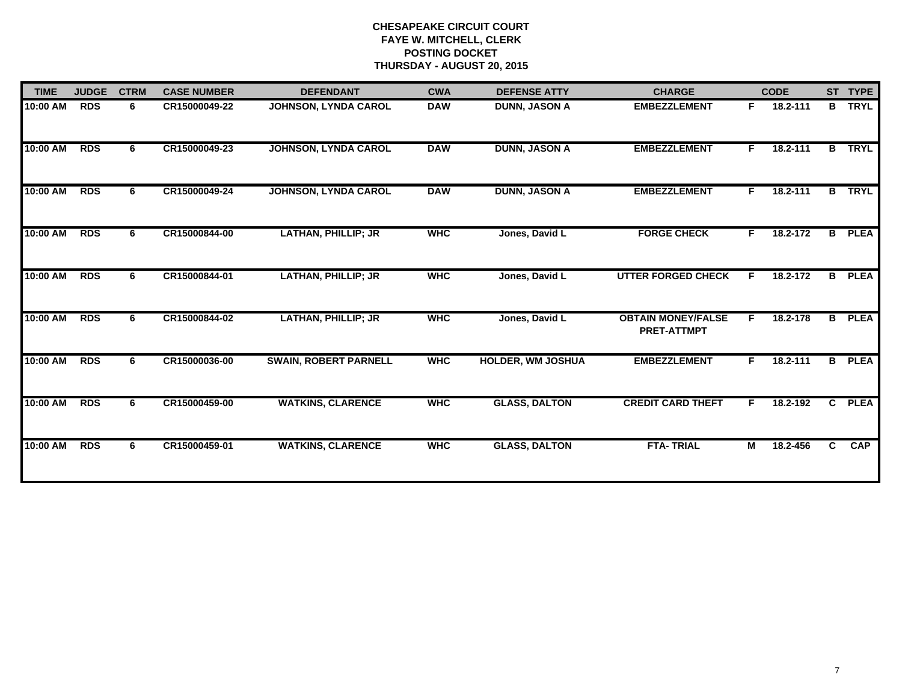**CHESAPEAKE CIRCUIT COURT**
**FAYE W. MITCHELL, CLERK**
**POSTING DOCKET**
**THURSDAY - AUGUST 20, 2015**

| TIME | JUDGE | CTRM | CASE NUMBER | DEFENDANT | CWA | DEFENSE ATTY | CHARGE | | CODE | ST | TYPE |
|---|---|---|---|---|---|---|---|---|---|---|---|
| 10:00 AM | RDS | 6 | CR15000049-22 | JOHNSON, LYNDA CAROL | DAW | DUNN, JASON A | EMBEZZLEMENT | F | 18.2-111 | B | TRYL |
| 10:00 AM | RDS | 6 | CR15000049-23 | JOHNSON, LYNDA CAROL | DAW | DUNN, JASON A | EMBEZZLEMENT | F | 18.2-111 | B | TRYL |
| 10:00 AM | RDS | 6 | CR15000049-24 | JOHNSON, LYNDA CAROL | DAW | DUNN, JASON A | EMBEZZLEMENT | F | 18.2-111 | B | TRYL |
| 10:00 AM | RDS | 6 | CR15000844-00 | LATHAN, PHILLIP; JR | WHC | Jones, David L | FORGE CHECK | F | 18.2-172 | B | PLEA |
| 10:00 AM | RDS | 6 | CR15000844-01 | LATHAN, PHILLIP; JR | WHC | Jones, David L | UTTER FORGED CHECK | F | 18.2-172 | B | PLEA |
| 10:00 AM | RDS | 6 | CR15000844-02 | LATHAN, PHILLIP; JR | WHC | Jones, David L | OBTAIN MONEY/FALSE PRET-ATTMPT | F | 18.2-178 | B | PLEA |
| 10:00 AM | RDS | 6 | CR15000036-00 | SWAIN, ROBERT PARNELL | WHC | HOLDER, WM JOSHUA | EMBEZZLEMENT | F | 18.2-111 | B | PLEA |
| 10:00 AM | RDS | 6 | CR15000459-00 | WATKINS, CLARENCE | WHC | GLASS, DALTON | CREDIT CARD THEFT | F | 18.2-192 | C | PLEA |
| 10:00 AM | RDS | 6 | CR15000459-01 | WATKINS, CLARENCE | WHC | GLASS, DALTON | FTA- TRIAL | M | 18.2-456 | C | CAP |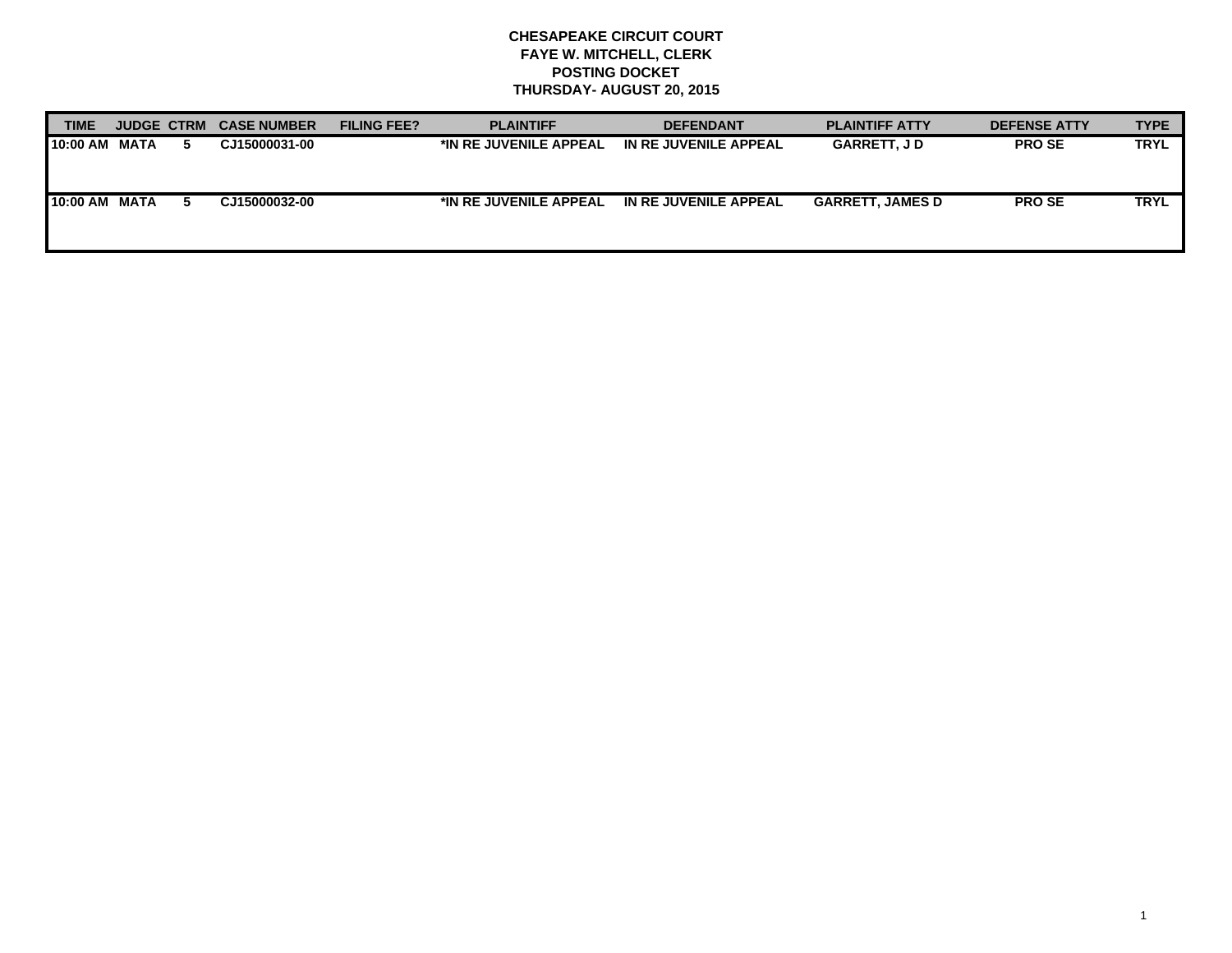**CHESAPEAKE CIRCUIT COURT**
**FAYE W. MITCHELL, CLERK**
**POSTING DOCKET**
**THURSDAY- AUGUST 20, 2015**

| TIME | JUDGE | CTRM | CASE NUMBER | FILING FEE? | PLAINTIFF | DEFENDANT | PLAINTIFF ATTY | DEFENSE ATTY | TYPE |
|---|---|---|---|---|---|---|---|---|---|
| 10:00 AM | MATA | 5 | CJ15000031-00 | | *IN RE JUVENILE APPEAL | IN RE JUVENILE APPEAL | GARRETT, J D | PRO SE | TRYL |
| 10:00 AM | MATA | 5 | CJ15000032-00 | | *IN RE JUVENILE APPEAL | IN RE JUVENILE APPEAL | GARRETT, JAMES D | PRO SE | TRYL |